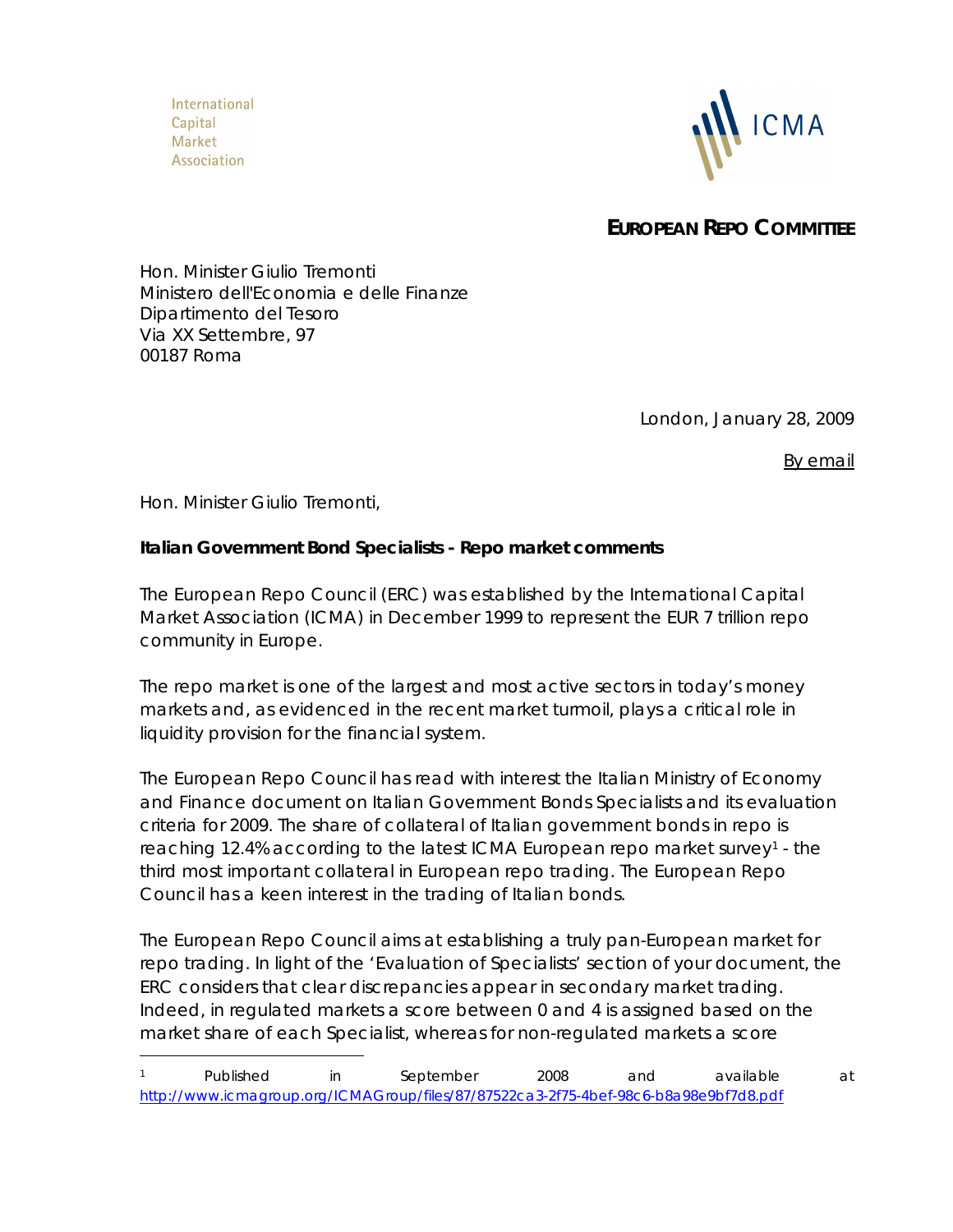International
Capital
Market
Association

ICMA

**EUROPEAN REPO COMMITTEE**

Hon. Minister Giulio Tremonti
Ministero dell'Economia e delle Finanze
Dipartimento del Tesoro
Via XX Settembre, 97
00187 Roma

London, January 28, 2009

By email

Hon. Minister Giulio Tremonti,

**Italian Government Bond Specialists - Repo market comments**

The European Repo Council (ERC) was established by the International Capital Market Association (ICMA) in December 1999 to represent the EUR 7 trillion repo community in Europe.

The repo market is one of the largest and most active sectors in today's money markets and, as evidenced in the recent market turmoil, plays a critical role in liquidity provision for the financial system.

The European Repo Council has read with interest the Italian Ministry of Economy and Finance document on Italian Government Bonds Specialists and its evaluation criteria for 2009. The share of collateral of Italian government bonds in repo is reaching 12.4% according to the latest ICMA European repo market survey[1] - the third most important collateral in European repo trading. The European Repo Council has a keen interest in the trading of Italian bonds.

The European Repo Council aims at establishing a truly pan-European market for repo trading. In light of the 'Evaluation of Specialists' section of your document, the ERC considers that clear discrepancies appear in secondary market trading. Indeed, in regulated markets a score between 0 and 4 is assigned based on the market share of each Specialist, whereas for non-regulated markets a score

[1] Published in September 2008 and available at http://www.icmagroup.org/ICMAGroup/files/87/87522ca3-2f75-4bef-98c6-b8a98e9bf7d8.pdf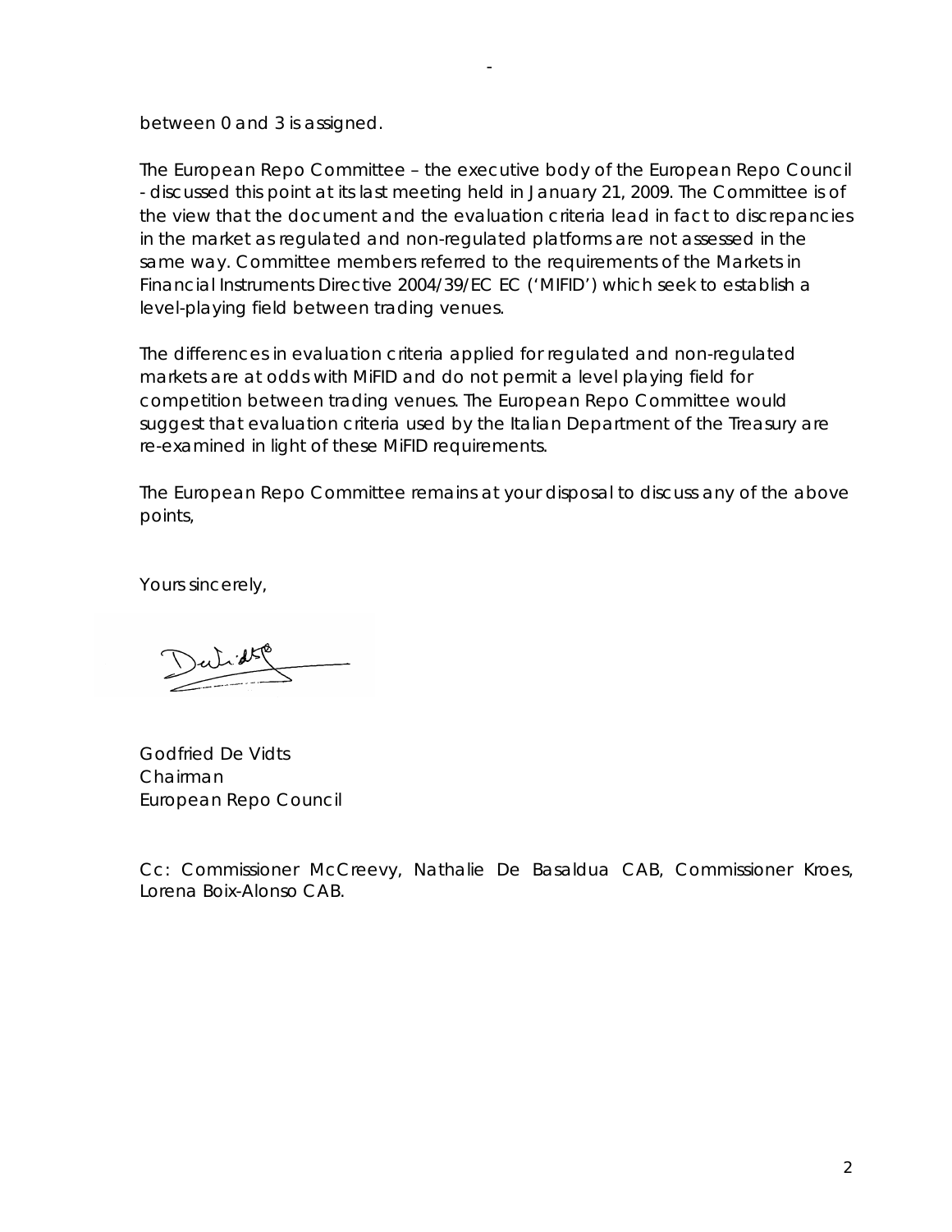between 0 and 3 is assigned.

The European Repo Committee – the executive body of the European Repo Council - discussed this point at its last meeting held in January 21, 2009. The Committee is of the view that the document and the evaluation criteria lead in fact to discrepancies in the market as regulated and non-regulated platforms are not assessed in the same way. Committee members referred to the requirements of the Markets in Financial Instruments Directive 2004/39/EC EC ('MIFID') which seek to establish a level-playing field between trading venues.

The differences in evaluation criteria applied for regulated and non-regulated markets are at odds with MiFID and do not permit a level playing field for competition between trading venues. The European Repo Committee would suggest that evaluation criteria used by the Italian Department of the Treasury are re-examined in light of these MiFID requirements.

The European Repo Committee remains at your disposal to discuss any of the above points,

Yours sincerely,

Godfried De Vidts
Chairman
European Repo Council

Cc: Commissioner McCreevy, Nathalie De Basaldua CAB, Commissioner Kroes, Lorena Boix-Alonso CAB.